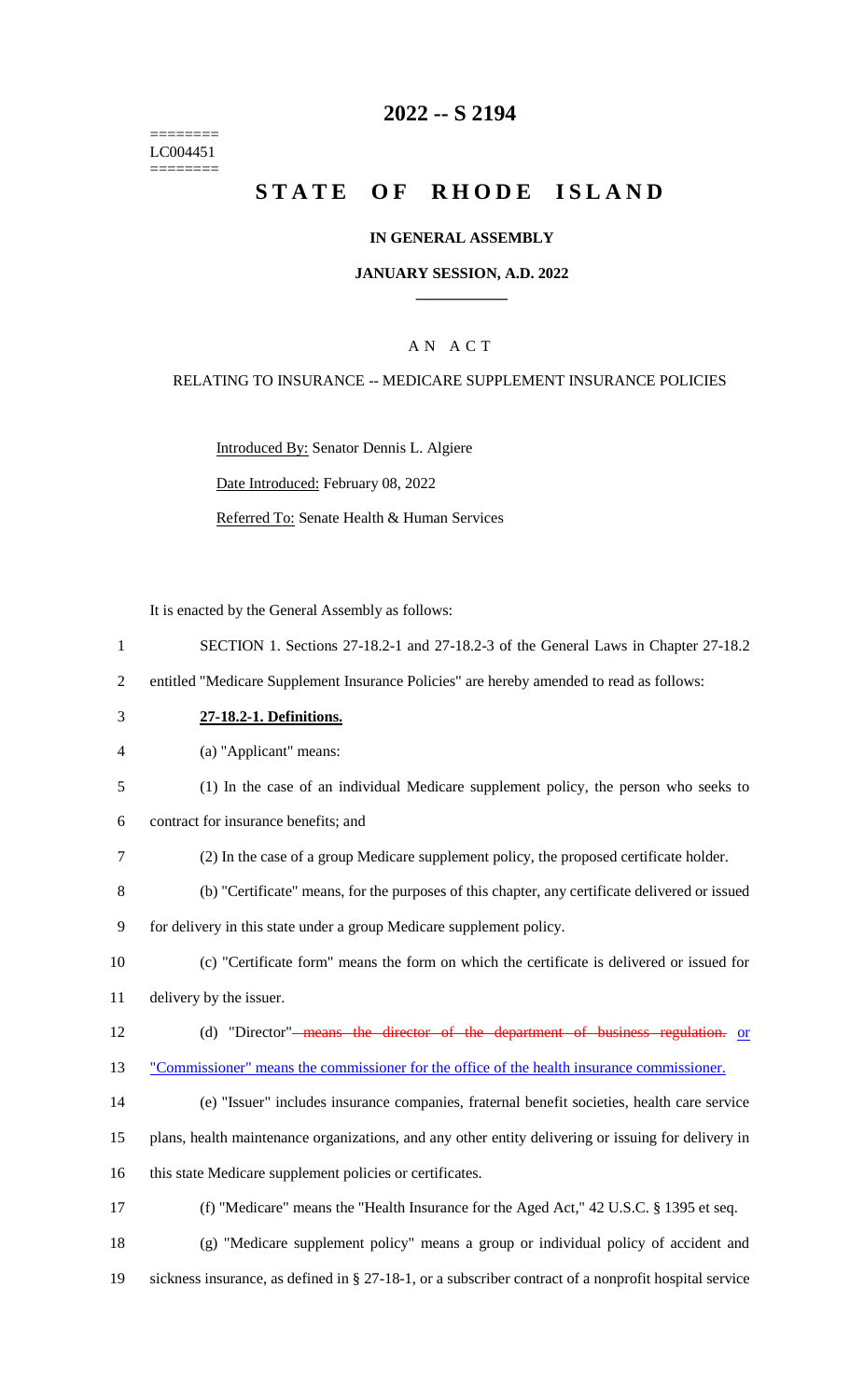========
LC004451
========

# 2022 -- S 2194

# STATE OF RHODE ISLAND

**IN GENERAL ASSEMBLY**

**JANUARY SESSION, A.D. 2022**

A N A C T

RELATING TO INSURANCE -- MEDICARE SUPPLEMENT INSURANCE POLICIES

Introduced By: Senator Dennis L. Algiere

Date Introduced: February 08, 2022

Referred To: Senate Health & Human Services

It is enacted by the General Assembly as follows:

1 SECTION 1. Sections 27-18.2-1 and 27-18.2-3 of the General Laws in Chapter 27-18.2
2 entitled "Medicare Supplement Insurance Policies" are hereby amended to read as follows:

3 **27-18.2-1. Definitions.**

4 (a) "Applicant" means:

5 (1) In the case of an individual Medicare supplement policy, the person who seeks to
6 contract for insurance benefits; and

7 (2) In the case of a group Medicare supplement policy, the proposed certificate holder.

8 (b) "Certificate" means, for the purposes of this chapter, any certificate delivered or issued
9 for delivery in this state under a group Medicare supplement policy.

10 (c) "Certificate form" means the form on which the certificate is delivered or issued for
11 delivery by the issuer.

12 (d) "Director" ~~means the director of the department of business regulation.~~ or
13 "Commissioner" means the commissioner for the office of the health insurance commissioner.

14 (e) "Issuer" includes insurance companies, fraternal benefit societies, health care service
15 plans, health maintenance organizations, and any other entity delivering or issuing for delivery in
16 this state Medicare supplement policies or certificates.

17 (f) "Medicare" means the "Health Insurance for the Aged Act," 42 U.S.C. § 1395 et seq.

18 (g) "Medicare supplement policy" means a group or individual policy of accident and
19 sickness insurance, as defined in § 27-18-1, or a subscriber contract of a nonprofit hospital service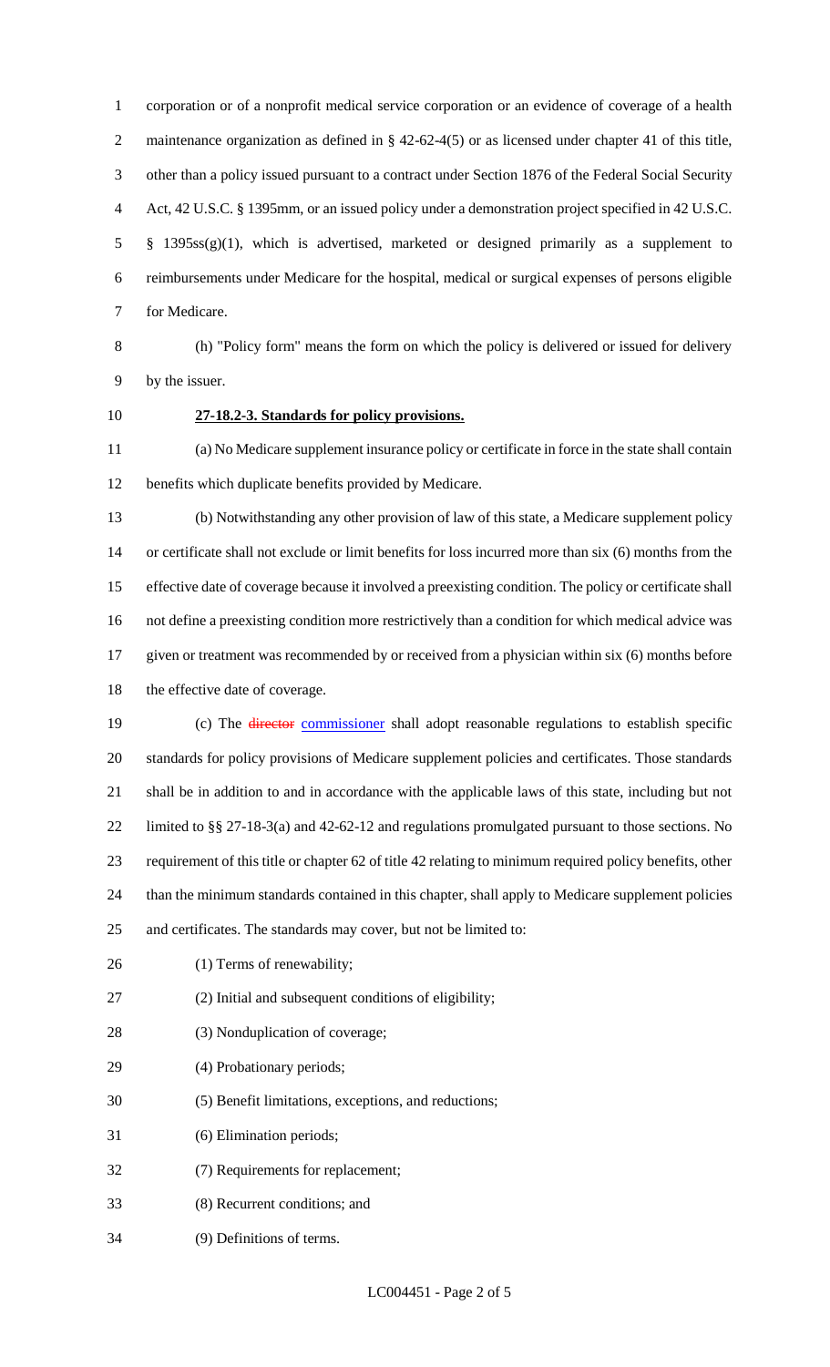corporation or of a nonprofit medical service corporation or an evidence of coverage of a health maintenance organization as defined in § 42-62-4(5) or as licensed under chapter 41 of this title, other than a policy issued pursuant to a contract under Section 1876 of the Federal Social Security Act, 42 U.S.C. § 1395mm, or an issued policy under a demonstration project specified in 42 U.S.C. § 1395ss(g)(1), which is advertised, marketed or designed primarily as a supplement to reimbursements under Medicare for the hospital, medical or surgical expenses of persons eligible for Medicare.

(h) "Policy form" means the form on which the policy is delivered or issued for delivery by the issuer.

**27-18.2-3. Standards for policy provisions.**

(a) No Medicare supplement insurance policy or certificate in force in the state shall contain benefits which duplicate benefits provided by Medicare.

(b) Notwithstanding any other provision of law of this state, a Medicare supplement policy or certificate shall not exclude or limit benefits for loss incurred more than six (6) months from the effective date of coverage because it involved a preexisting condition. The policy or certificate shall not define a preexisting condition more restrictively than a condition for which medical advice was given or treatment was recommended by or received from a physician within six (6) months before the effective date of coverage.

(c) The ~~director~~ commissioner shall adopt reasonable regulations to establish specific standards for policy provisions of Medicare supplement policies and certificates. Those standards shall be in addition to and in accordance with the applicable laws of this state, including but not limited to §§ 27-18-3(a) and 42-62-12 and regulations promulgated pursuant to those sections. No requirement of this title or chapter 62 of title 42 relating to minimum required policy benefits, other than the minimum standards contained in this chapter, shall apply to Medicare supplement policies and certificates. The standards may cover, but not be limited to:

(1) Terms of renewability;

(2) Initial and subsequent conditions of eligibility;

(3) Nonduplication of coverage;

(4) Probationary periods;

(5) Benefit limitations, exceptions, and reductions;

(6) Elimination periods;

(7) Requirements for replacement;

(8) Recurrent conditions; and

(9) Definitions of terms.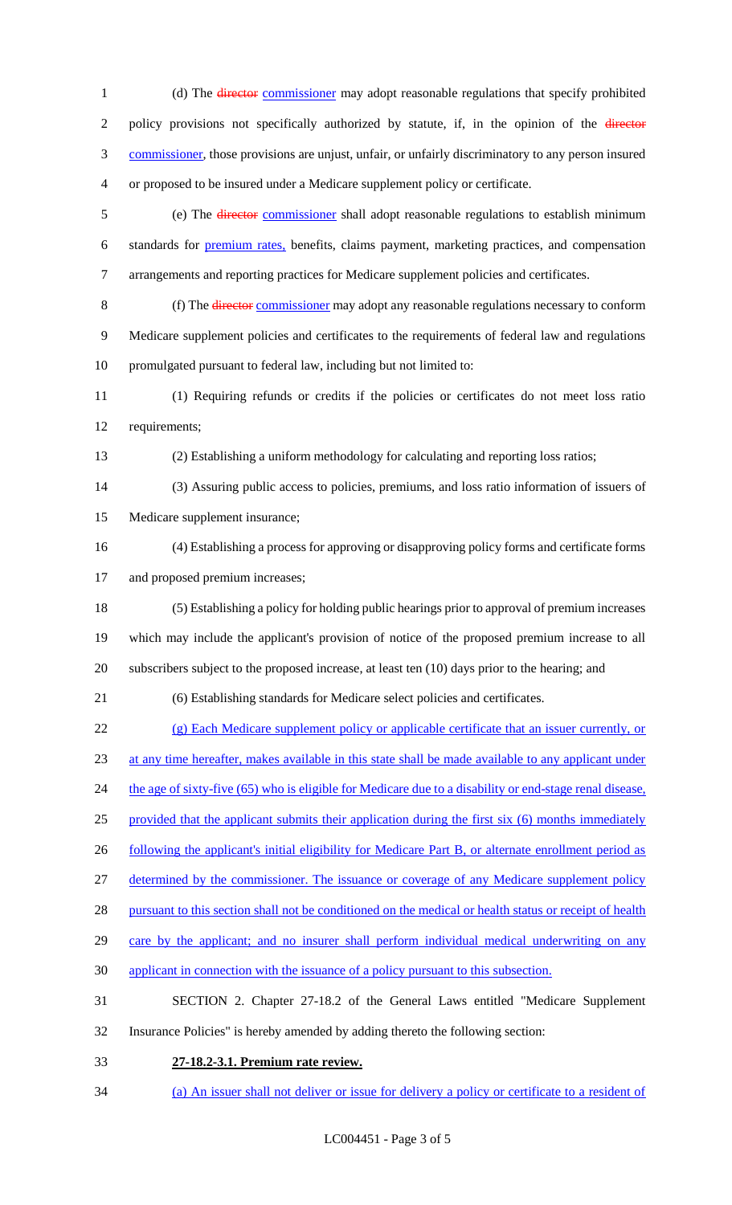(d) The ~~director~~ commissioner may adopt reasonable regulations that specify prohibited policy provisions not specifically authorized by statute, if, in the opinion of the ~~director~~ commissioner, those provisions are unjust, unfair, or unfairly discriminatory to any person insured or proposed to be insured under a Medicare supplement policy or certificate.

(e) The ~~director~~ commissioner shall adopt reasonable regulations to establish minimum standards for premium rates, benefits, claims payment, marketing practices, and compensation arrangements and reporting practices for Medicare supplement policies and certificates.

(f) The ~~director~~ commissioner may adopt any reasonable regulations necessary to conform Medicare supplement policies and certificates to the requirements of federal law and regulations promulgated pursuant to federal law, including but not limited to:

(1) Requiring refunds or credits if the policies or certificates do not meet loss ratio requirements;

(2) Establishing a uniform methodology for calculating and reporting loss ratios;

(3) Assuring public access to policies, premiums, and loss ratio information of issuers of Medicare supplement insurance;

(4) Establishing a process for approving or disapproving policy forms and certificate forms and proposed premium increases;

(5) Establishing a policy for holding public hearings prior to approval of premium increases which may include the applicant's provision of notice of the proposed premium increase to all subscribers subject to the proposed increase, at least ten (10) days prior to the hearing; and

(6) Establishing standards for Medicare select policies and certificates.

(g) Each Medicare supplement policy or applicable certificate that an issuer currently, or at any time hereafter, makes available in this state shall be made available to any applicant under the age of sixty-five (65) who is eligible for Medicare due to a disability or end-stage renal disease, provided that the applicant submits their application during the first six (6) months immediately following the applicant's initial eligibility for Medicare Part B, or alternate enrollment period as determined by the commissioner. The issuance or coverage of any Medicare supplement policy pursuant to this section shall not be conditioned on the medical or health status or receipt of health care by the applicant; and no insurer shall perform individual medical underwriting on any applicant in connection with the issuance of a policy pursuant to this subsection.

SECTION 2. Chapter 27-18.2 of the General Laws entitled "Medicare Supplement Insurance Policies" is hereby amended by adding thereto the following section:

**27-18.2-3.1. Premium rate review.**

(a) An issuer shall not deliver or issue for delivery a policy or certificate to a resident of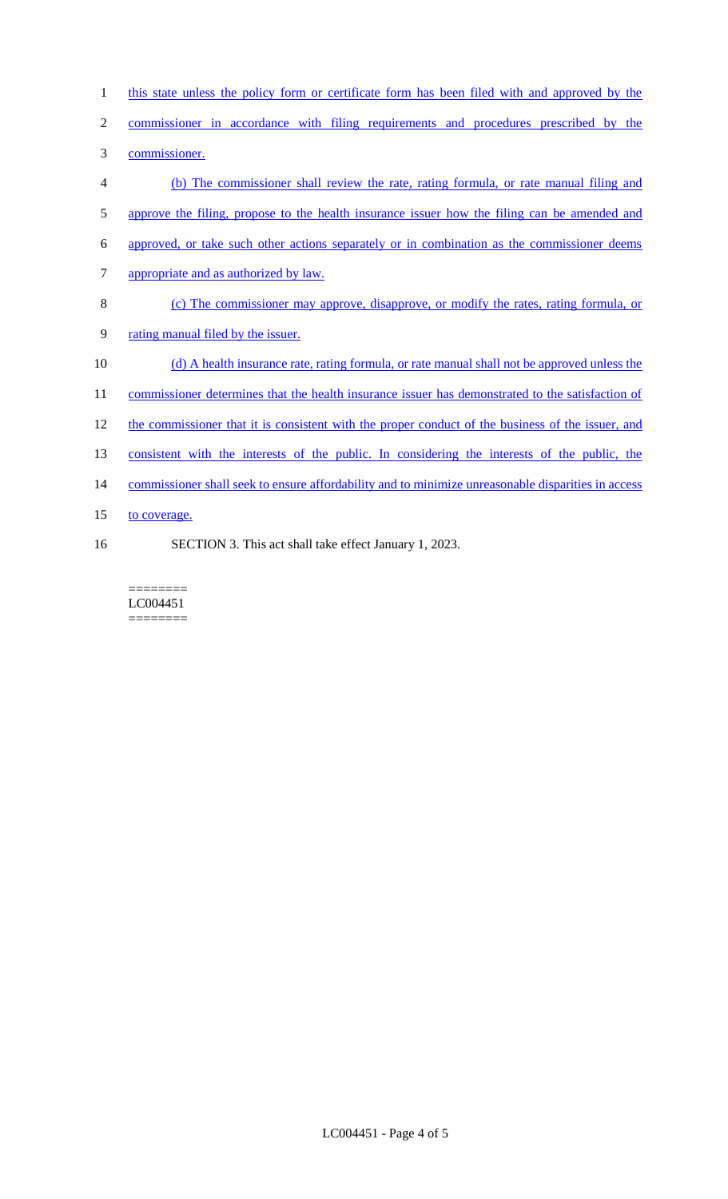this state unless the policy form or certificate form has been filed with and approved by the commissioner in accordance with filing requirements and procedures prescribed by the commissioner.

(b) The commissioner shall review the rate, rating formula, or rate manual filing and approve the filing, propose to the health insurance issuer how the filing can be amended and approved, or take such other actions separately or in combination as the commissioner deems appropriate and as authorized by law.

(c) The commissioner may approve, disapprove, or modify the rates, rating formula, or rating manual filed by the issuer.

(d) A health insurance rate, rating formula, or rate manual shall not be approved unless the commissioner determines that the health insurance issuer has demonstrated to the satisfaction of the commissioner that it is consistent with the proper conduct of the business of the issuer, and consistent with the interests of the public. In considering the interests of the public, the commissioner shall seek to ensure affordability and to minimize unreasonable disparities in access to coverage.

SECTION 3. This act shall take effect January 1, 2023.

========
LC004451
========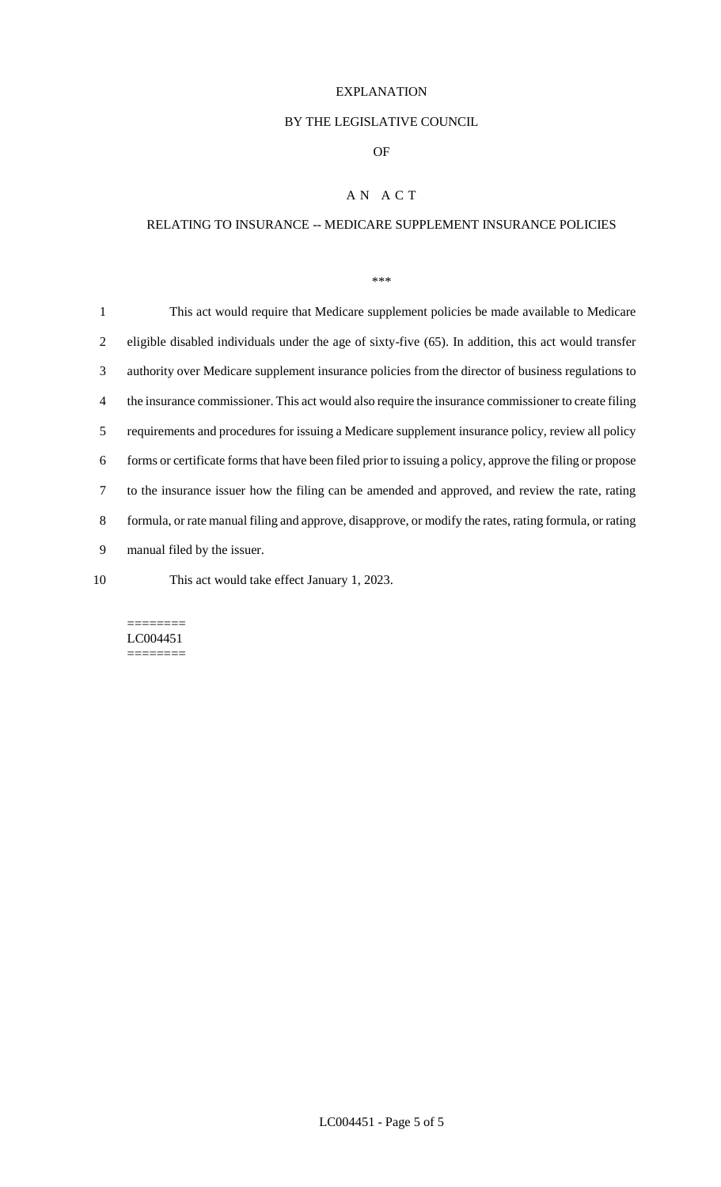EXPLANATION

BY THE LEGISLATIVE COUNCIL

OF

A N A C T

RELATING TO INSURANCE -- MEDICARE SUPPLEMENT INSURANCE POLICIES

\*\*\*

This act would require that Medicare supplement policies be made available to Medicare eligible disabled individuals under the age of sixty-five (65). In addition, this act would transfer authority over Medicare supplement insurance policies from the director of business regulations to the insurance commissioner. This act would also require the insurance commissioner to create filing requirements and procedures for issuing a Medicare supplement insurance policy, review all policy forms or certificate forms that have been filed prior to issuing a policy, approve the filing or propose to the insurance issuer how the filing can be amended and approved, and review the rate, rating formula, or rate manual filing and approve, disapprove, or modify the rates, rating formula, or rating manual filed by the issuer.

This act would take effect January 1, 2023.

========
LC004451
========